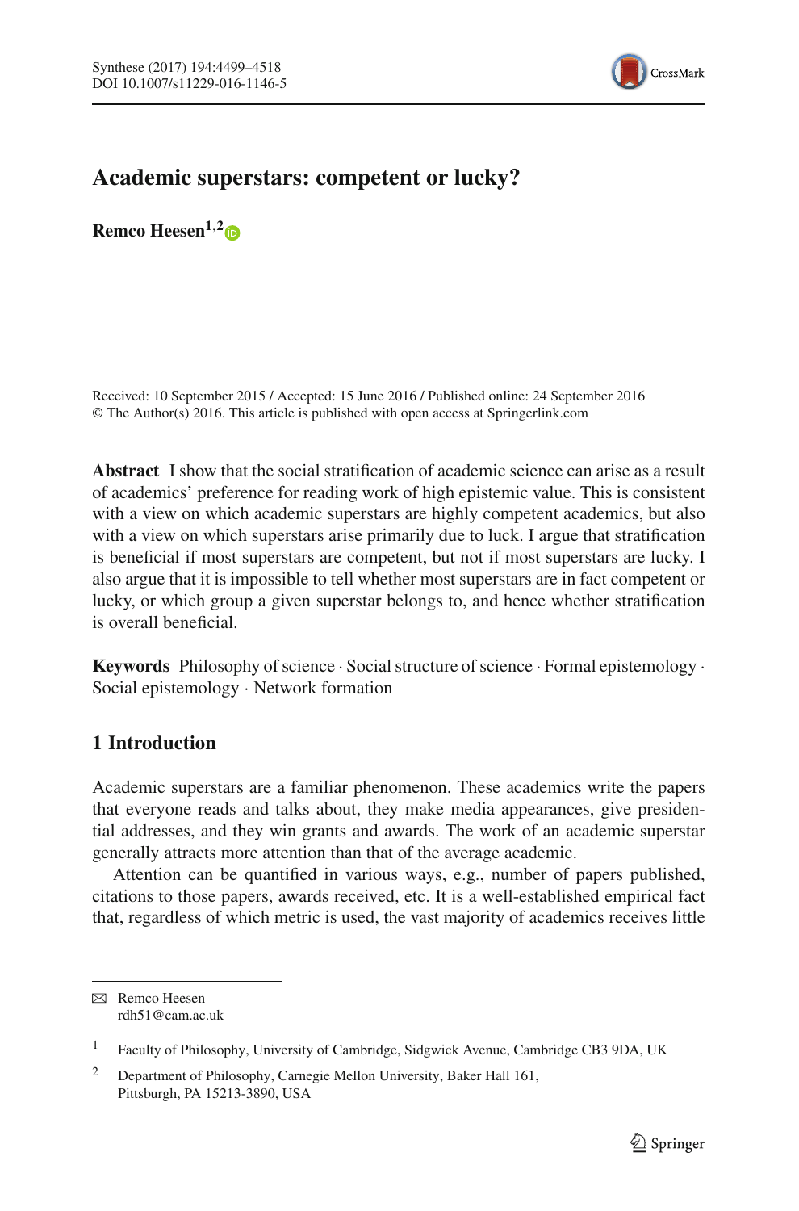# Academic superstars: competent or lucky?

**Remco Heesen**[1,2]

Received: 10 September 2015 / Accepted: 15 June 2016 / Published online: 24 September 2016
© The Author(s) 2016. This article is published with open access at Springerlink.com

**Abstract** I show that the social stratification of academic science can arise as a result of academics' preference for reading work of high epistemic value. This is consistent with a view on which academic superstars are highly competent academics, but also with a view on which superstars arise primarily due to luck. I argue that stratification is beneficial if most superstars are competent, but not if most superstars are lucky. I also argue that it is impossible to tell whether most superstars are in fact competent or lucky, or which group a given superstar belongs to, and hence whether stratification is overall beneficial.

**Keywords** Philosophy of science · Social structure of science · Formal epistemology · Social epistemology · Network formation

## 1 Introduction

Academic superstars are a familiar phenomenon. These academics write the papers that everyone reads and talks about, they make media appearances, give presidential addresses, and they win grants and awards. The work of an academic superstar generally attracts more attention than that of the average academic.

Attention can be quantified in various ways, e.g., number of papers published, citations to those papers, awards received, etc. It is a well-established empirical fact that, regardless of which metric is used, the vast majority of academics receives little

---

✉ Remco Heesen
rdh51@cam.ac.uk

[1] Faculty of Philosophy, University of Cambridge, Sidgwick Avenue, Cambridge CB3 9DA, UK

[2] Department of Philosophy, Carnegie Mellon University, Baker Hall 161, Pittsburgh, PA 15213-3890, USA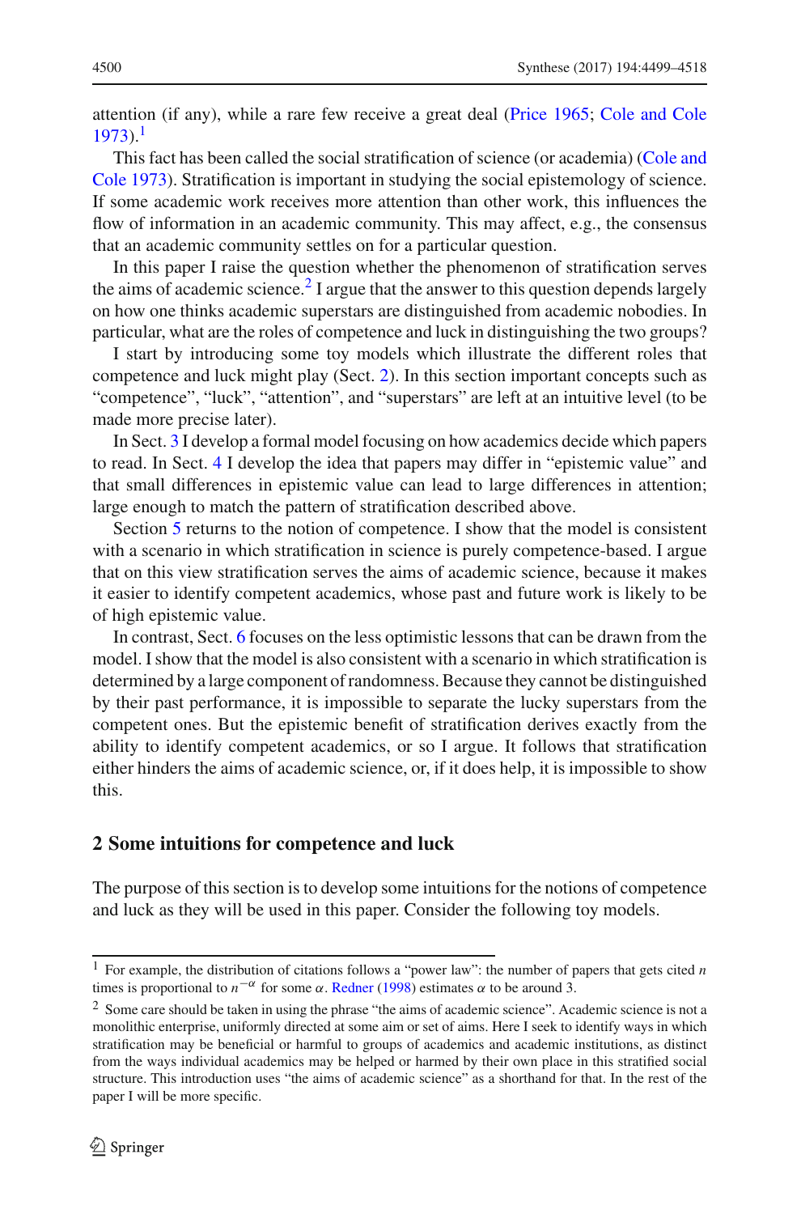attention (if any), while a rare few receive a great deal (Price 1965; Cole and Cole 1973).[1]

This fact has been called the social stratification of science (or academia) (Cole and Cole 1973). Stratification is important in studying the social epistemology of science. If some academic work receives more attention than other work, this influences the flow of information in an academic community. This may affect, e.g., the consensus that an academic community settles on for a particular question.

In this paper I raise the question whether the phenomenon of stratification serves the aims of academic science.[2] I argue that the answer to this question depends largely on how one thinks academic superstars are distinguished from academic nobodies. In particular, what are the roles of competence and luck in distinguishing the two groups?

I start by introducing some toy models which illustrate the different roles that competence and luck might play (Sect. 2). In this section important concepts such as "competence", "luck", "attention", and "superstars" are left at an intuitive level (to be made more precise later).

In Sect. 3 I develop a formal model focusing on how academics decide which papers to read. In Sect. 4 I develop the idea that papers may differ in "epistemic value" and that small differences in epistemic value can lead to large differences in attention; large enough to match the pattern of stratification described above.

Section 5 returns to the notion of competence. I show that the model is consistent with a scenario in which stratification in science is purely competence-based. I argue that on this view stratification serves the aims of academic science, because it makes it easier to identify competent academics, whose past and future work is likely to be of high epistemic value.

In contrast, Sect. 6 focuses on the less optimistic lessons that can be drawn from the model. I show that the model is also consistent with a scenario in which stratification is determined by a large component of randomness. Because they cannot be distinguished by their past performance, it is impossible to separate the lucky superstars from the competent ones. But the epistemic benefit of stratification derives exactly from the ability to identify competent academics, or so I argue. It follows that stratification either hinders the aims of academic science, or, if it does help, it is impossible to show this.

## 2 Some intuitions for competence and luck

The purpose of this section is to develop some intuitions for the notions of competence and luck as they will be used in this paper. Consider the following toy models.

---

[1] For example, the distribution of citations follows a "power law": the number of papers that gets cited $n$ times is proportional to $n^{-\alpha}$ for some $\alpha$. Redner (1998) estimates $\alpha$ to be around 3.

[2] Some care should be taken in using the phrase "the aims of academic science". Academic science is not a monolithic enterprise, uniformly directed at some aim or set of aims. Here I seek to identify ways in which stratification may be beneficial or harmful to groups of academics and academic institutions, as distinct from the ways individual academics may be helped or harmed by their own place in this stratified social structure. This introduction uses "the aims of academic science" as a shorthand for that. In the rest of the paper I will be more specific.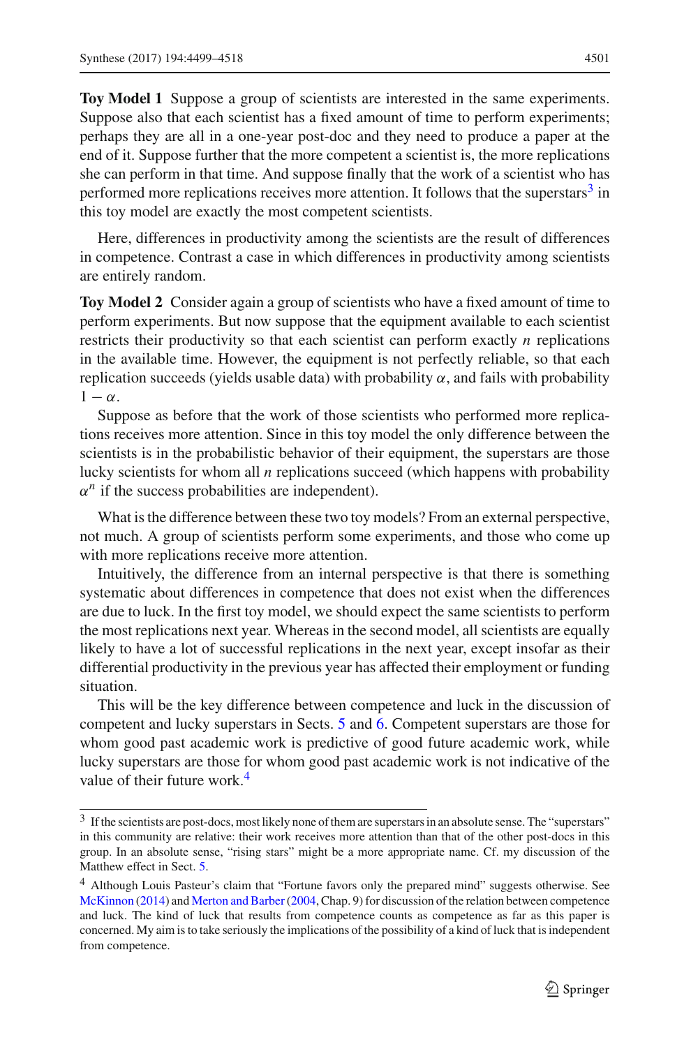**Toy Model 1** Suppose a group of scientists are interested in the same experiments. Suppose also that each scientist has a fixed amount of time to perform experiments; perhaps they are all in a one-year post-doc and they need to produce a paper at the end of it. Suppose further that the more competent a scientist is, the more replications she can perform in that time. And suppose finally that the work of a scientist who has performed more replications receives more attention. It follows that the superstars[3] in this toy model are exactly the most competent scientists.

Here, differences in productivity among the scientists are the result of differences in competence. Contrast a case in which differences in productivity among scientists are entirely random.

**Toy Model 2** Consider again a group of scientists who have a fixed amount of time to perform experiments. But now suppose that the equipment available to each scientist restricts their productivity so that each scientist can perform exactly $n$ replications in the available time. However, the equipment is not perfectly reliable, so that each replication succeeds (yields usable data) with probability $\alpha$, and fails with probability $1 - \alpha$.

Suppose as before that the work of those scientists who performed more replications receives more attention. Since in this toy model the only difference between the scientists is in the probabilistic behavior of their equipment, the superstars are those lucky scientists for whom all $n$ replications succeed (which happens with probability $\alpha^n$ if the success probabilities are independent).

What is the difference between these two toy models? From an external perspective, not much. A group of scientists perform some experiments, and those who come up with more replications receive more attention.

Intuitively, the difference from an internal perspective is that there is something systematic about differences in competence that does not exist when the differences are due to luck. In the first toy model, we should expect the same scientists to perform the most replications next year. Whereas in the second model, all scientists are equally likely to have a lot of successful replications in the next year, except insofar as their differential productivity in the previous year has affected their employment or funding situation.

This will be the key difference between competence and luck in the discussion of competent and lucky superstars in Sects. 5 and 6. Competent superstars are those for whom good past academic work is predictive of good future academic work, while lucky superstars are those for whom good past academic work is not indicative of the value of their future work.[4]

---

[3] If the scientists are post-docs, most likely none of them are superstars in an absolute sense. The "superstars" in this community are relative: their work receives more attention than that of the other post-docs in this group. In an absolute sense, "rising stars" might be a more appropriate name. Cf. my discussion of the Matthew effect in Sect. 5.

[4] Although Louis Pasteur's claim that "Fortune favors only the prepared mind" suggests otherwise. See McKinnon (2014) and Merton and Barber (2004, Chap. 9) for discussion of the relation between competence and luck. The kind of luck that results from competence counts as competence as far as this paper is concerned. My aim is to take seriously the implications of the possibility of a kind of luck that is independent from competence.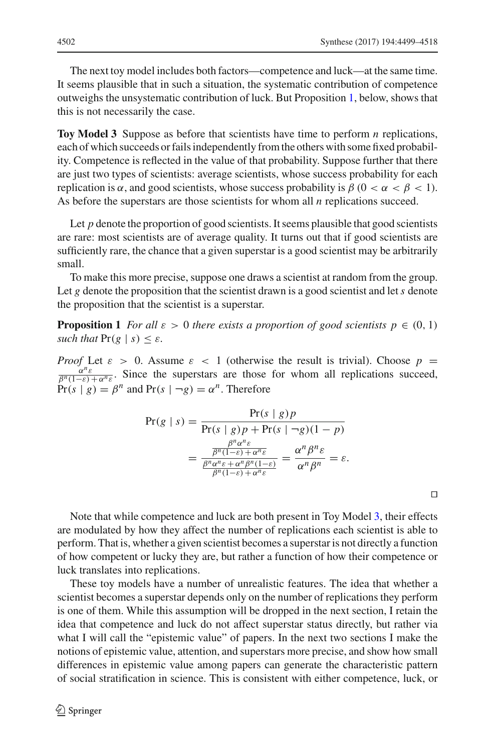The next toy model includes both factors—competence and luck—at the same time. It seems plausible that in such a situation, the systematic contribution of competence outweighs the unsystematic contribution of luck. But Proposition 1, below, shows that this is not necessarily the case.

**Toy Model 3** Suppose as before that scientists have time to perform *n* replications, each of which succeeds or fails independently from the others with some fixed probability. Competence is reflected in the value of that probability. Suppose further that there are just two types of scientists: average scientists, whose success probability for each replication is $\alpha$, and good scientists, whose success probability is $\beta$ ($0 < \alpha < \beta < 1$). As before the superstars are those scientists for whom all *n* replications succeed.

Let $p$ denote the proportion of good scientists. It seems plausible that good scientists are rare: most scientists are of average quality. It turns out that if good scientists are sufficiently rare, the chance that a given superstar is a good scientist may be arbitrarily small.

To make this more precise, suppose one draws a scientist at random from the group. Let $g$ denote the proposition that the scientist drawn is a good scientist and let $s$ denote the proposition that the scientist is a superstar.

**Proposition 1** *For all $\varepsilon > 0$ there exists a proportion of good scientists $p \in (0, 1)$ such that $\Pr(g \mid s) \leq \varepsilon$.*

*Proof* Let $\varepsilon > 0$. Assume $\varepsilon < 1$ (otherwise the result is trivial). Choose $p = \frac{\alpha^n \varepsilon}{\beta^n(1-\varepsilon)+\alpha^n \varepsilon}$. Since the superstars are those for whom all replications succeed, $\Pr(s \mid g) = \beta^n$ and $\Pr(s \mid \neg g) = \alpha^n$. Therefore

$$\Pr(g \mid s) = \frac{\Pr(s \mid g)p}{\Pr(s \mid g)p + \Pr(s \mid \neg g)(1-p)}$$

$$= \frac{\frac{\beta^n \alpha^n \varepsilon}{\beta^n(1-\varepsilon)+\alpha^n \varepsilon}}{\frac{\beta^n \alpha^n \varepsilon + \alpha^n \beta^n (1-\varepsilon)}{\beta^n(1-\varepsilon)+\alpha^n \varepsilon}} = \frac{\alpha^n \beta^n \varepsilon}{\alpha^n \beta^n} = \varepsilon.$$

□

Note that while competence and luck are both present in Toy Model 3, their effects are modulated by how they affect the number of replications each scientist is able to perform. That is, whether a given scientist becomes a superstar is not directly a function of how competent or lucky they are, but rather a function of how their competence or luck translates into replications.

These toy models have a number of unrealistic features. The idea that whether a scientist becomes a superstar depends only on the number of replications they perform is one of them. While this assumption will be dropped in the next section, I retain the idea that competence and luck do not affect superstar status directly, but rather via what I will call the "epistemic value" of papers. In the next two sections I make the notions of epistemic value, attention, and superstars more precise, and show how small differences in epistemic value among papers can generate the characteristic pattern of social stratification in science. This is consistent with either competence, luck, or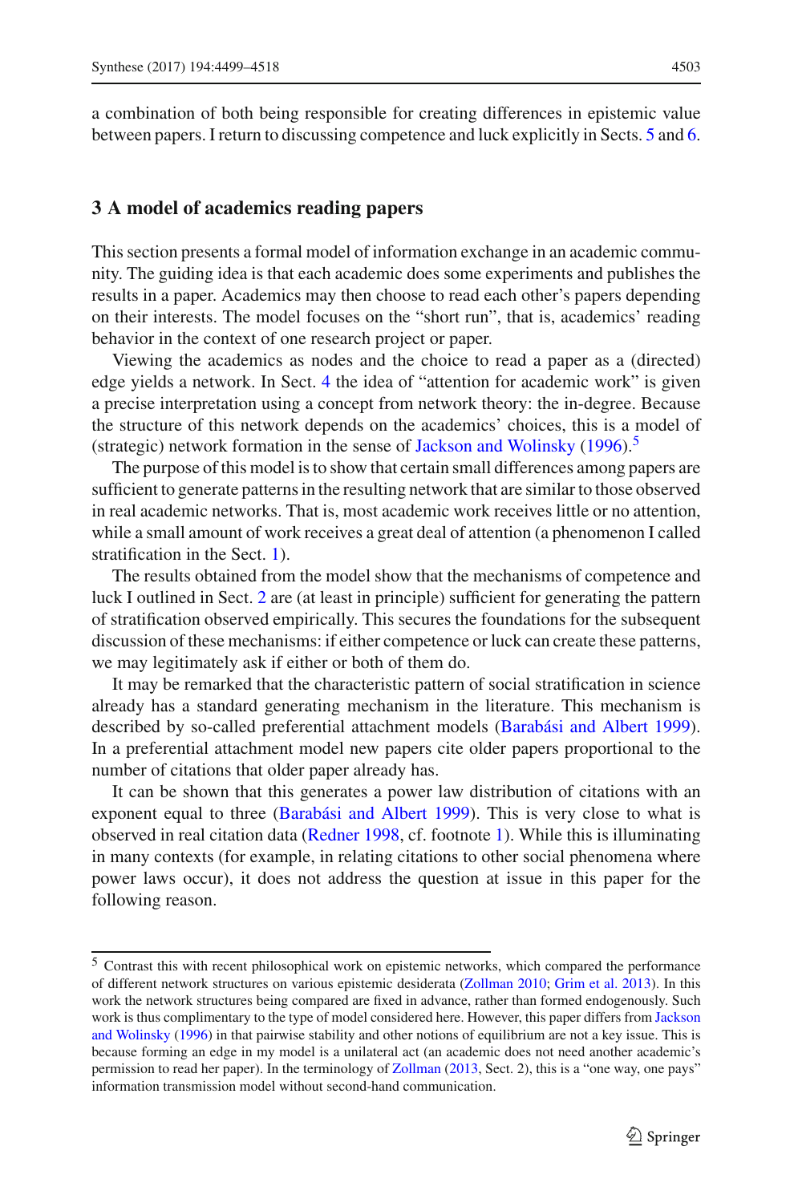a combination of both being responsible for creating differences in epistemic value between papers. I return to discussing competence and luck explicitly in Sects. 5 and 6.

## 3 A model of academics reading papers

This section presents a formal model of information exchange in an academic community. The guiding idea is that each academic does some experiments and publishes the results in a paper. Academics may then choose to read each other's papers depending on their interests. The model focuses on the "short run", that is, academics' reading behavior in the context of one research project or paper.

Viewing the academics as nodes and the choice to read a paper as a (directed) edge yields a network. In Sect. 4 the idea of "attention for academic work" is given a precise interpretation using a concept from network theory: the in-degree. Because the structure of this network depends on the academics' choices, this is a model of (strategic) network formation in the sense of Jackson and Wolinsky (1996).[5]

The purpose of this model is to show that certain small differences among papers are sufficient to generate patterns in the resulting network that are similar to those observed in real academic networks. That is, most academic work receives little or no attention, while a small amount of work receives a great deal of attention (a phenomenon I called stratification in the Sect. 1).

The results obtained from the model show that the mechanisms of competence and luck I outlined in Sect. 2 are (at least in principle) sufficient for generating the pattern of stratification observed empirically. This secures the foundations for the subsequent discussion of these mechanisms: if either competence or luck can create these patterns, we may legitimately ask if either or both of them do.

It may be remarked that the characteristic pattern of social stratification in science already has a standard generating mechanism in the literature. This mechanism is described by so-called preferential attachment models (Barabási and Albert 1999). In a preferential attachment model new papers cite older papers proportional to the number of citations that older paper already has.

It can be shown that this generates a power law distribution of citations with an exponent equal to three (Barabási and Albert 1999). This is very close to what is observed in real citation data (Redner 1998, cf. footnote 1). While this is illuminating in many contexts (for example, in relating citations to other social phenomena where power laws occur), it does not address the question at issue in this paper for the following reason.

---

[5] Contrast this with recent philosophical work on epistemic networks, which compared the performance of different network structures on various epistemic desiderata (Zollman 2010; Grim et al. 2013). In this work the network structures being compared are fixed in advance, rather than formed endogenously. Such work is thus complimentary to the type of model considered here. However, this paper differs from Jackson and Wolinsky (1996) in that pairwise stability and other notions of equilibrium are not a key issue. This is because forming an edge in my model is a unilateral act (an academic does not need another academic's permission to read her paper). In the terminology of Zollman (2013, Sect. 2), this is a "one way, one pays" information transmission model without second-hand communication.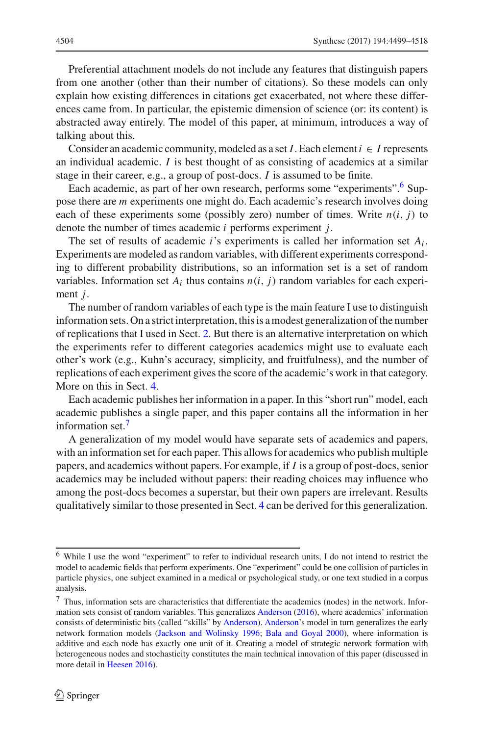Preferential attachment models do not include any features that distinguish papers from one another (other than their number of citations). So these models can only explain how existing differences in citations get exacerbated, not where these differences came from. In particular, the epistemic dimension of science (or: its content) is abstracted away entirely. The model of this paper, at minimum, introduces a way of talking about this.

Consider an academic community, modeled as a set $I$. Each element $i \in I$ represents an individual academic. $I$ is best thought of as consisting of academics at a similar stage in their career, e.g., a group of post-docs. $I$ is assumed to be finite.

Each academic, as part of her own research, performs some "experiments".[6] Suppose there are $m$ experiments one might do. Each academic's research involves doing each of these experiments some (possibly zero) number of times. Write $n(i, j)$ to denote the number of times academic $i$ performs experiment $j$.

The set of results of academic $i$'s experiments is called her information set $A_i$. Experiments are modeled as random variables, with different experiments corresponding to different probability distributions, so an information set is a set of random variables. Information set $A_i$ thus contains $n(i, j)$ random variables for each experiment $j$.

The number of random variables of each type is the main feature I use to distinguish information sets. On a strict interpretation, this is a modest generalization of the number of replications that I used in Sect. 2. But there is an alternative interpretation on which the experiments refer to different categories academics might use to evaluate each other's work (e.g., Kuhn's accuracy, simplicity, and fruitfulness), and the number of replications of each experiment gives the score of the academic's work in that category. More on this in Sect. 4.

Each academic publishes her information in a paper. In this "short run" model, each academic publishes a single paper, and this paper contains all the information in her information set.[7]

A generalization of my model would have separate sets of academics and papers, with an information set for each paper. This allows for academics who publish multiple papers, and academics without papers. For example, if $I$ is a group of post-docs, senior academics may be included without papers: their reading choices may influence who among the post-docs becomes a superstar, but their own papers are irrelevant. Results qualitatively similar to those presented in Sect. 4 can be derived for this generalization.

---

[6] While I use the word "experiment" to refer to individual research units, I do not intend to restrict the model to academic fields that perform experiments. One "experiment" could be one collision of particles in particle physics, one subject examined in a medical or psychological study, or one text studied in a corpus analysis.

[7] Thus, information sets are characteristics that differentiate the academics (nodes) in the network. Information sets consist of random variables. This generalizes Anderson (2016), where academics' information consists of deterministic bits (called "skills" by Anderson). Anderson's model in turn generalizes the early network formation models (Jackson and Wolinsky 1996; Bala and Goyal 2000), where information is additive and each node has exactly one unit of it. Creating a model of strategic network formation with heterogeneous nodes and stochasticity constitutes the main technical innovation of this paper (discussed in more detail in Heesen 2016).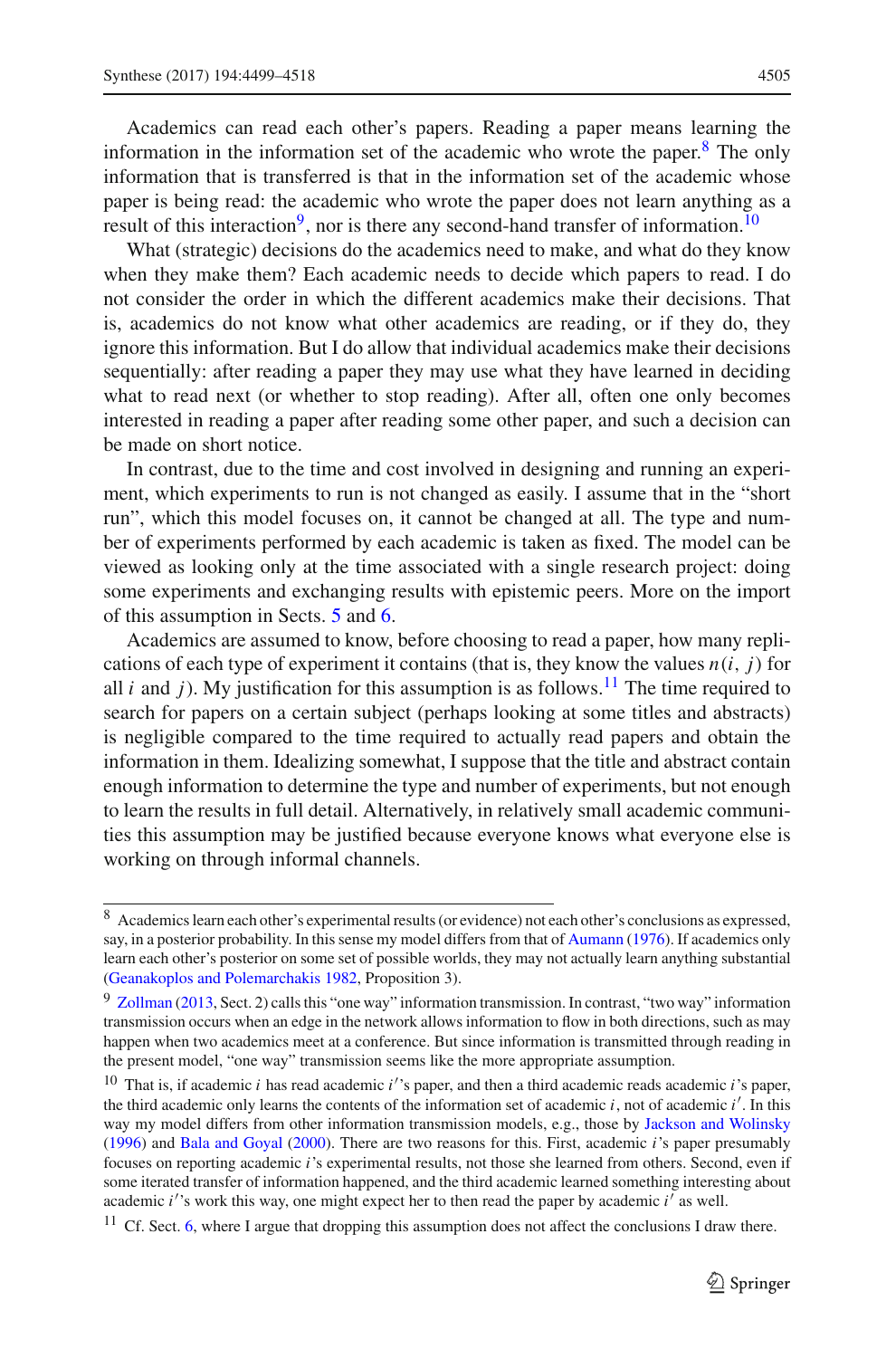Academics can read each other's papers. Reading a paper means learning the information in the information set of the academic who wrote the paper.[8] The only information that is transferred is that in the information set of the academic whose paper is being read: the academic who wrote the paper does not learn anything as a result of this interaction[9], nor is there any second-hand transfer of information.[10]

What (strategic) decisions do the academics need to make, and what do they know when they make them? Each academic needs to decide which papers to read. I do not consider the order in which the different academics make their decisions. That is, academics do not know what other academics are reading, or if they do, they ignore this information. But I do allow that individual academics make their decisions sequentially: after reading a paper they may use what they have learned in deciding what to read next (or whether to stop reading). After all, often one only becomes interested in reading a paper after reading some other paper, and such a decision can be made on short notice.

In contrast, due to the time and cost involved in designing and running an experiment, which experiments to run is not changed as easily. I assume that in the "short run", which this model focuses on, it cannot be changed at all. The type and number of experiments performed by each academic is taken as fixed. The model can be viewed as looking only at the time associated with a single research project: doing some experiments and exchanging results with epistemic peers. More on the import of this assumption in Sects. 5 and 6.

Academics are assumed to know, before choosing to read a paper, how many replications of each type of experiment it contains (that is, they know the values $n(i, j)$ for all $i$ and $j$). My justification for this assumption is as follows.[11] The time required to search for papers on a certain subject (perhaps looking at some titles and abstracts) is negligible compared to the time required to actually read papers and obtain the information in them. Idealizing somewhat, I suppose that the title and abstract contain enough information to determine the type and number of experiments, but not enough to learn the results in full detail. Alternatively, in relatively small academic communities this assumption may be justified because everyone knows what everyone else is working on through informal channels.

---

[8] Academics learn each other's experimental results (or evidence) not each other's conclusions as expressed, say, in a posterior probability. In this sense my model differs from that of Aumann (1976). If academics only learn each other's posterior on some set of possible worlds, they may not actually learn anything substantial (Geanakoplos and Polemarchakis 1982, Proposition 3).

[9] Zollman (2013, Sect. 2) calls this "one way" information transmission. In contrast, "two way" information transmission occurs when an edge in the network allows information to flow in both directions, such as may happen when two academics meet at a conference. But since information is transmitted through reading in the present model, "one way" transmission seems like the more appropriate assumption.

[10] That is, if academic $i$ has read academic $i'$'s paper, and then a third academic reads academic $i$'s paper, the third academic only learns the contents of the information set of academic $i$, not of academic $i'$. In this way my model differs from other information transmission models, e.g., those by Jackson and Wolinsky (1996) and Bala and Goyal (2000). There are two reasons for this. First, academic $i$'s paper presumably focuses on reporting academic $i$'s experimental results, not those she learned from others. Second, even if some iterated transfer of information happened, and the third academic learned something interesting about academic $i'$'s work this way, one might expect her to then read the paper by academic $i'$ as well.

[11] Cf. Sect. 6, where I argue that dropping this assumption does not affect the conclusions I draw there.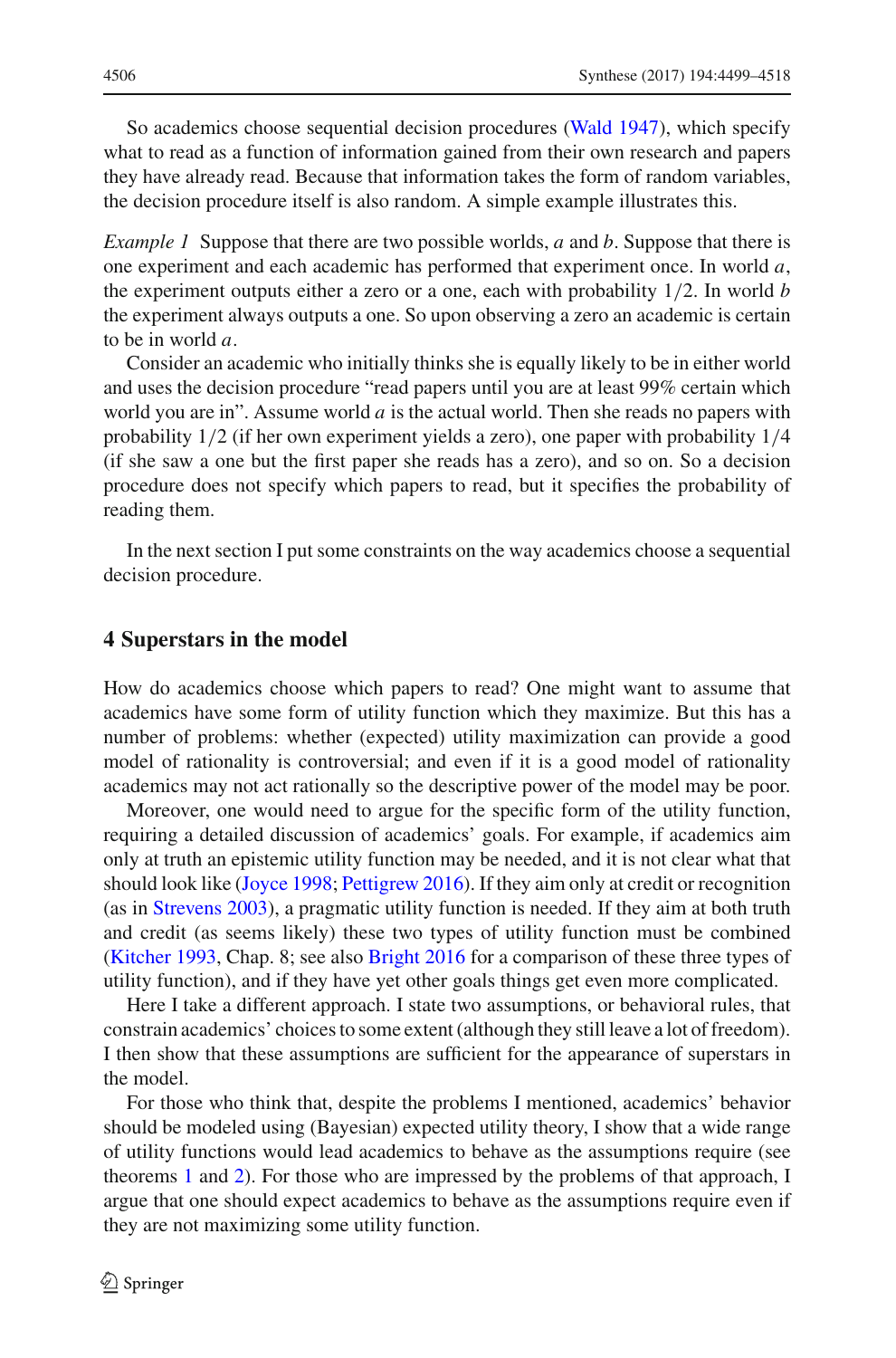So academics choose sequential decision procedures (Wald 1947), which specify what to read as a function of information gained from their own research and papers they have already read. Because that information takes the form of random variables, the decision procedure itself is also random. A simple example illustrates this.

*Example 1* Suppose that there are two possible worlds, $a$ and $b$. Suppose that there is one experiment and each academic has performed that experiment once. In world $a$, the experiment outputs either a zero or a one, each with probability $1/2$. In world $b$ the experiment always outputs a one. So upon observing a zero an academic is certain to be in world $a$.

Consider an academic who initially thinks she is equally likely to be in either world and uses the decision procedure "read papers until you are at least 99% certain which world you are in". Assume world $a$ is the actual world. Then she reads no papers with probability $1/2$ (if her own experiment yields a zero), one paper with probability $1/4$ (if she saw a one but the first paper she reads has a zero), and so on. So a decision procedure does not specify which papers to read, but it specifies the probability of reading them.

In the next section I put some constraints on the way academics choose a sequential decision procedure.

## 4 Superstars in the model

How do academics choose which papers to read? One might want to assume that academics have some form of utility function which they maximize. But this has a number of problems: whether (expected) utility maximization can provide a good model of rationality is controversial; and even if it is a good model of rationality academics may not act rationally so the descriptive power of the model may be poor.

Moreover, one would need to argue for the specific form of the utility function, requiring a detailed discussion of academics' goals. For example, if academics aim only at truth an epistemic utility function may be needed, and it is not clear what that should look like (Joyce 1998; Pettigrew 2016). If they aim only at credit or recognition (as in Strevens 2003), a pragmatic utility function is needed. If they aim at both truth and credit (as seems likely) these two types of utility function must be combined (Kitcher 1993, Chap. 8; see also Bright 2016 for a comparison of these three types of utility function), and if they have yet other goals things get even more complicated.

Here I take a different approach. I state two assumptions, or behavioral rules, that constrain academics' choices to some extent (although they still leave a lot of freedom). I then show that these assumptions are sufficient for the appearance of superstars in the model.

For those who think that, despite the problems I mentioned, academics' behavior should be modeled using (Bayesian) expected utility theory, I show that a wide range of utility functions would lead academics to behave as the assumptions require (see theorems 1 and 2). For those who are impressed by the problems of that approach, I argue that one should expect academics to behave as the assumptions require even if they are not maximizing some utility function.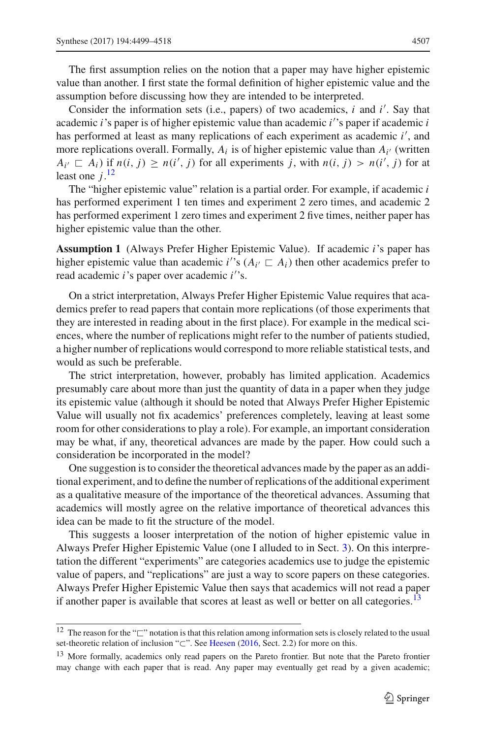The first assumption relies on the notion that a paper may have higher epistemic value than another. I first state the formal definition of higher epistemic value and the assumption before discussing how they are intended to be interpreted.

Consider the information sets (i.e., papers) of two academics, $i$ and $i'$. Say that academic $i$'s paper is of higher epistemic value than academic $i'$'s paper if academic $i$ has performed at least as many replications of each experiment as academic $i'$, and more replications overall. Formally, $A_i$ is of higher epistemic value than $A_{i'}$ (written $A_{i'} \sqsubset A_i$) if $n(i, j) \geq n(i', j)$ for all experiments $j$, with $n(i, j) > n(i', j)$ for at least one $j$.[12]

The "higher epistemic value" relation is a partial order. For example, if academic $i$ has performed experiment 1 ten times and experiment 2 zero times, and academic 2 has performed experiment 1 zero times and experiment 2 five times, neither paper has higher epistemic value than the other.

**Assumption 1** (Always Prefer Higher Epistemic Value). If academic $i$'s paper has higher epistemic value than academic $i'$'s ($A_{i'} \sqsubset A_i$) then other academics prefer to read academic $i$'s paper over academic $i'$'s.

On a strict interpretation, Always Prefer Higher Epistemic Value requires that academics prefer to read papers that contain more replications (of those experiments that they are interested in reading about in the first place). For example in the medical sciences, where the number of replications might refer to the number of patients studied, a higher number of replications would correspond to more reliable statistical tests, and would as such be preferable.

The strict interpretation, however, probably has limited application. Academics presumably care about more than just the quantity of data in a paper when they judge its epistemic value (although it should be noted that Always Prefer Higher Epistemic Value will usually not fix academics' preferences completely, leaving at least some room for other considerations to play a role). For example, an important consideration may be what, if any, theoretical advances are made by the paper. How could such a consideration be incorporated in the model?

One suggestion is to consider the theoretical advances made by the paper as an additional experiment, and to define the number of replications of the additional experiment as a qualitative measure of the importance of the theoretical advances. Assuming that academics will mostly agree on the relative importance of theoretical advances this idea can be made to fit the structure of the model.

This suggests a looser interpretation of the notion of higher epistemic value in Always Prefer Higher Epistemic Value (one I alluded to in Sect. 3). On this interpretation the different "experiments" are categories academics use to judge the epistemic value of papers, and "replications" are just a way to score papers on these categories. Always Prefer Higher Epistemic Value then says that academics will not read a paper if another paper is available that scores at least as well or better on all categories.[13]

---

[12] The reason for the "$\sqsubset$" notation is that this relation among information sets is closely related to the usual set-theoretic relation of inclusion "$\subset$". See Heesen (2016, Sect. 2.2) for more on this.

[13] More formally, academics only read papers on the Pareto frontier. But note that the Pareto frontier may change with each paper that is read. Any paper may eventually get read by a given academic;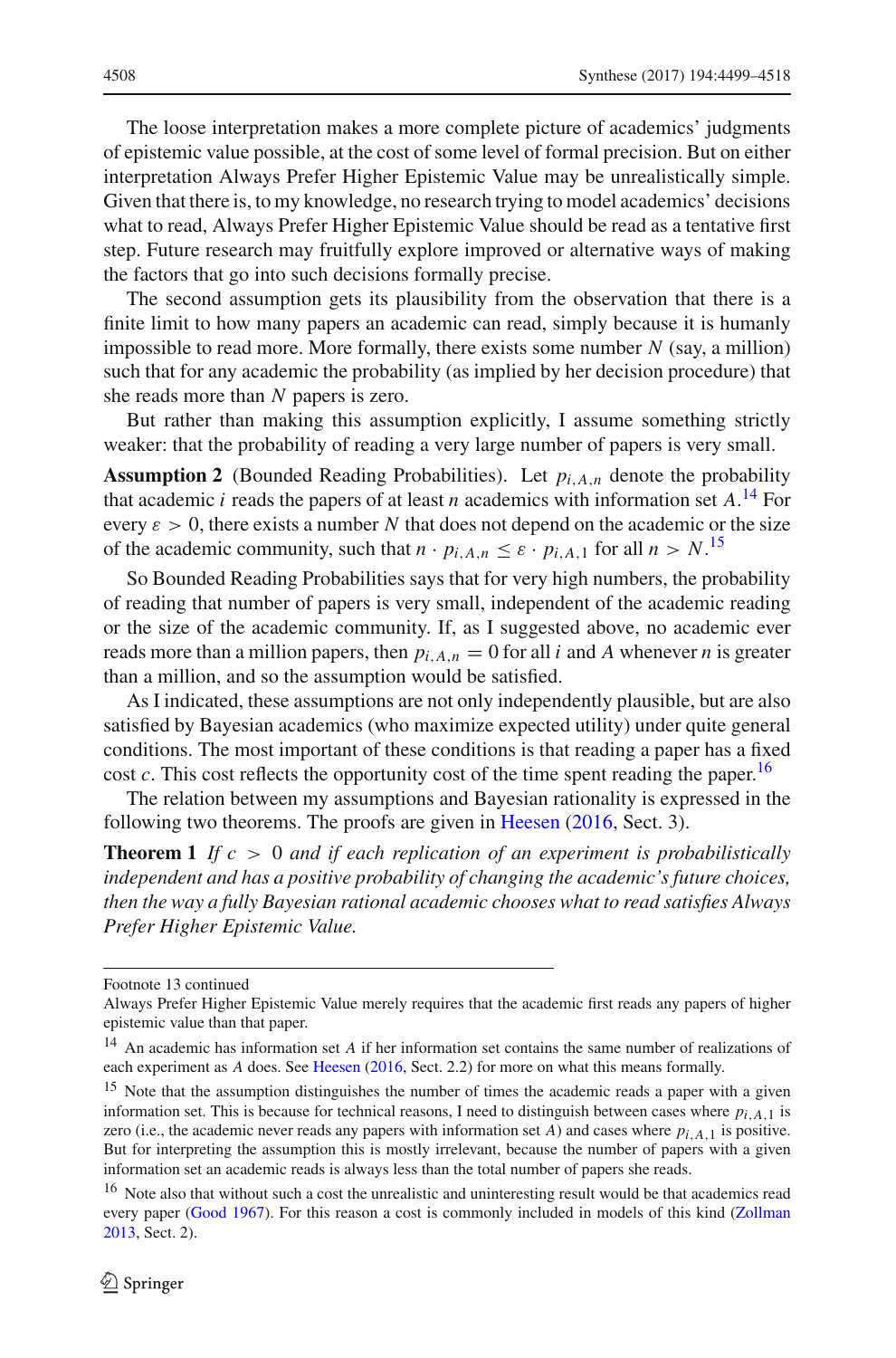The loose interpretation makes a more complete picture of academics' judgments of epistemic value possible, at the cost of some level of formal precision. But on either interpretation Always Prefer Higher Epistemic Value may be unrealistically simple. Given that there is, to my knowledge, no research trying to model academics' decisions what to read, Always Prefer Higher Epistemic Value should be read as a tentative first step. Future research may fruitfully explore improved or alternative ways of making the factors that go into such decisions formally precise.

The second assumption gets its plausibility from the observation that there is a finite limit to how many papers an academic can read, simply because it is humanly impossible to read more. More formally, there exists some number $N$ (say, a million) such that for any academic the probability (as implied by her decision procedure) that she reads more than $N$ papers is zero.

But rather than making this assumption explicitly, I assume something strictly weaker: that the probability of reading a very large number of papers is very small.

**Assumption 2** (Bounded Reading Probabilities). Let $p_{i,A,n}$ denote the probability that academic $i$ reads the papers of at least $n$ academics with information set $A$.[14] For every $\varepsilon > 0$, there exists a number $N$ that does not depend on the academic or the size of the academic community, such that $n \cdot p_{i,A,n} \leq \varepsilon \cdot p_{i,A,1}$ for all $n > N$.[15]

So Bounded Reading Probabilities says that for very high numbers, the probability of reading that number of papers is very small, independent of the academic reading or the size of the academic community. If, as I suggested above, no academic ever reads more than a million papers, then $p_{i,A,n} = 0$ for all $i$ and $A$ whenever $n$ is greater than a million, and so the assumption would be satisfied.

As I indicated, these assumptions are not only independently plausible, but are also satisfied by Bayesian academics (who maximize expected utility) under quite general conditions. The most important of these conditions is that reading a paper has a fixed cost $c$. This cost reflects the opportunity cost of the time spent reading the paper.[16]

The relation between my assumptions and Bayesian rationality is expressed in the following two theorems. The proofs are given in Heesen (2016, Sect. 3).

**Theorem 1** *If $c > 0$ and if each replication of an experiment is probabilistically independent and has a positive probability of changing the academic's future choices, then the way a fully Bayesian rational academic chooses what to read satisfies Always Prefer Higher Epistemic Value.*

---

Footnote 13 continued

Always Prefer Higher Epistemic Value merely requires that the academic first reads any papers of higher epistemic value than that paper.

[14] An academic has information set $A$ if her information set contains the same number of realizations of each experiment as $A$ does. See Heesen (2016, Sect. 2.2) for more on what this means formally.

[15] Note that the assumption distinguishes the number of times the academic reads a paper with a given information set. This is because for technical reasons, I need to distinguish between cases where $p_{i,A,1}$ is zero (i.e., the academic never reads any papers with information set $A$) and cases where $p_{i,A,1}$ is positive. But for interpreting the assumption this is mostly irrelevant, because the number of papers with a given information set an academic reads is always less than the total number of papers she reads.

[16] Note also that without such a cost the unrealistic and uninteresting result would be that academics read every paper (Good 1967). For this reason a cost is commonly included in models of this kind (Zollman 2013, Sect. 2).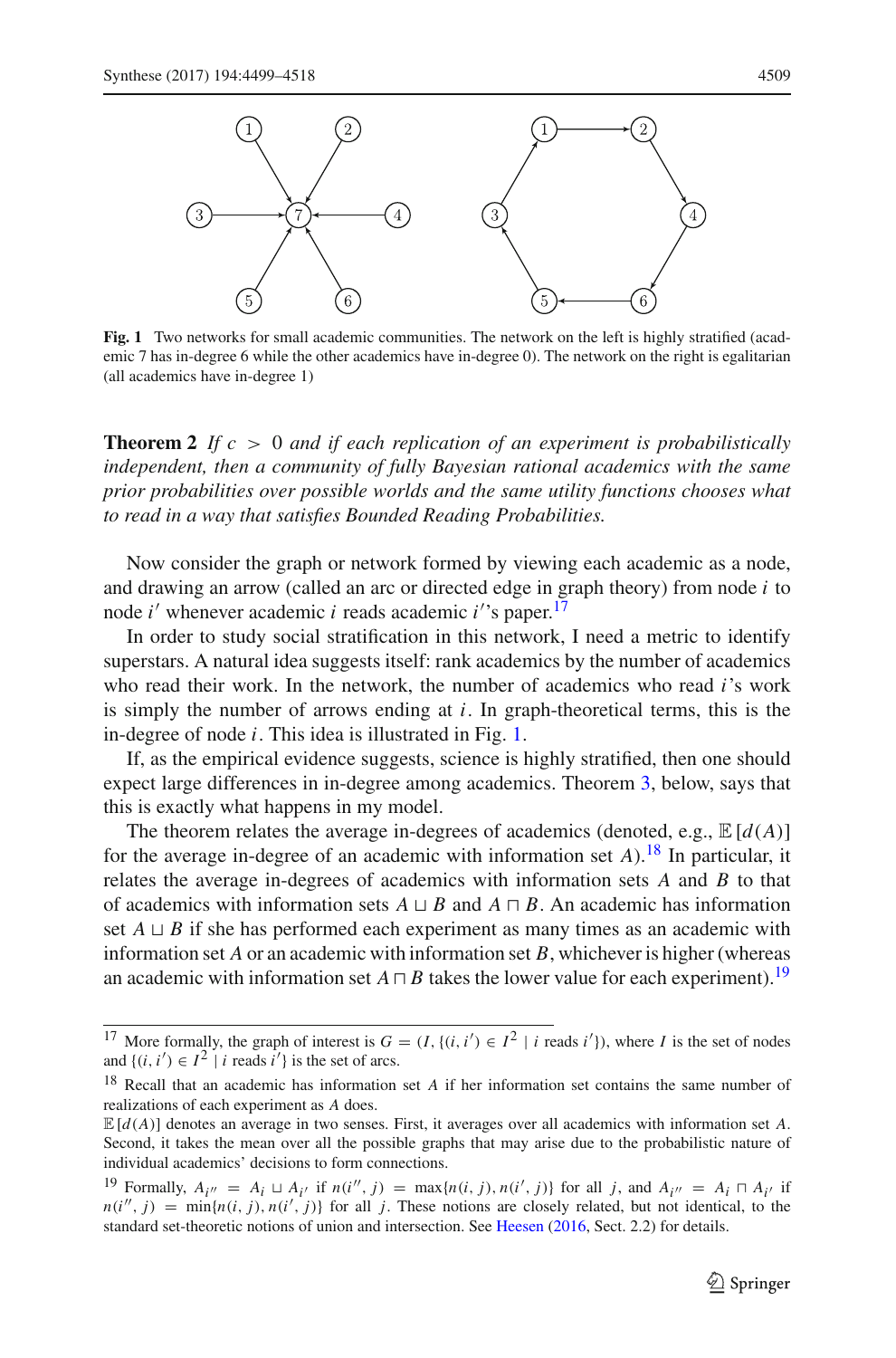Fig. 1 Two networks for small academic communities. The network on the left is highly stratified (academic 7 has in-degree 6 while the other academics have in-degree 0). The network on the right is egalitarian (all academics have in-degree 1)

**Theorem 2** *If $c > 0$ and if each replication of an experiment is probabilistically independent, then a community of fully Bayesian rational academics with the same prior probabilities over possible worlds and the same utility functions chooses what to read in a way that satisfies Bounded Reading Probabilities.*

Now consider the graph or network formed by viewing each academic as a node, and drawing an arrow (called an arc or directed edge in graph theory) from node $i$ to node $i'$ whenever academic $i$ reads academic $i'$'s paper.[17]

In order to study social stratification in this network, I need a metric to identify superstars. A natural idea suggests itself: rank academics by the number of academics who read their work. In the network, the number of academics who read $i$'s work is simply the number of arrows ending at $i$. In graph-theoretical terms, this is the in-degree of node $i$. This idea is illustrated in Fig. 1.

If, as the empirical evidence suggests, science is highly stratified, then one should expect large differences in in-degree among academics. Theorem 3, below, says that this is exactly what happens in my model.

The theorem relates the average in-degrees of academics (denoted, e.g., $\mathbb{E}[d(A)]$ for the average in-degree of an academic with information set $A$).[18] In particular, it relates the average in-degrees of academics with information sets $A$ and $B$ to that of academics with information sets $A \sqcup B$ and $A \sqcap B$. An academic has information set $A \sqcup B$ if she has performed each experiment as many times as an academic with information set $A$ or an academic with information set $B$, whichever is higher (whereas an academic with information set $A \sqcap B$ takes the lower value for each experiment).[19]

---

[17] More formally, the graph of interest is $G = (I, \{(i, i') \in I^2 \mid i \text{ reads } i'\})$, where $I$ is the set of nodes and $\{(i, i') \in I^2 \mid i \text{ reads } i'\}$ is the set of arcs.

[18] Recall that an academic has information set $A$ if her information set contains the same number of realizations of each experiment as $A$ does.

$\mathbb{E}[d(A)]$ denotes an average in two senses. First, it averages over all academics with information set $A$. Second, it takes the mean over all the possible graphs that may arise due to the probabilistic nature of individual academics' decisions to form connections.

[19] Formally, $A_{i''} = A_i \sqcup A_{i'}$ if $n(i'', j) = \max\{n(i, j), n(i', j)\}$ for all $j$, and $A_{i''} = A_i \sqcap A_{i'}$ if $n(i'', j) = \min\{n(i, j), n(i', j)\}$ for all $j$. These notions are closely related, but not identical, to the standard set-theoretic notions of union and intersection. See Heesen (2016, Sect. 2.2) for details.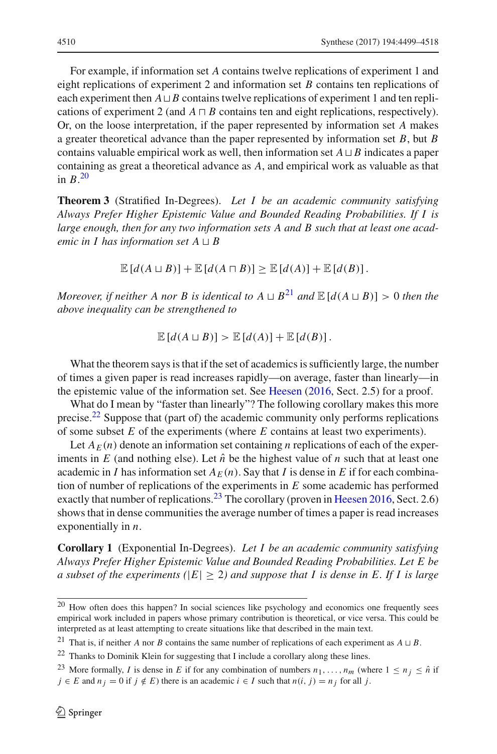For example, if information set $A$ contains twelve replications of experiment 1 and eight replications of experiment 2 and information set $B$ contains ten replications of each experiment then $A \sqcup B$ contains twelve replications of experiment 1 and ten replications of experiment 2 (and $A \sqcap B$ contains ten and eight replications, respectively). Or, on the loose interpretation, if the paper represented by information set $A$ makes a greater theoretical advance than the paper represented by information set $B$, but $B$ contains valuable empirical work as well, then information set $A \sqcup B$ indicates a paper containing as great a theoretical advance as $A$, and empirical work as valuable as that in $B$.[20]

**Theorem 3** (Stratified In-Degrees). *Let $I$ be an academic community satisfying Always Prefer Higher Epistemic Value and Bounded Reading Probabilities. If $I$ is large enough, then for any two information sets $A$ and $B$ such that at least one academic in $I$ has information set $A \sqcup B$*

$$\mathbb{E}\left[d(A \sqcup B)\right] + \mathbb{E}\left[d(A \sqcap B)\right] \geq \mathbb{E}\left[d(A)\right] + \mathbb{E}\left[d(B)\right].$$

*Moreover, if neither $A$ nor $B$ is identical to $A \sqcup B$*[21] *and $\mathbb{E}\left[d(A \sqcup B)\right] > 0$ then the above inequality can be strengthened to*

$$\mathbb{E}\left[d(A \sqcup B)\right] > \mathbb{E}\left[d(A)\right] + \mathbb{E}\left[d(B)\right].$$

What the theorem says is that if the set of academics is sufficiently large, the number of times a given paper is read increases rapidly—on average, faster than linearly—in the epistemic value of the information set. See Heesen (2016, Sect. 2.5) for a proof.

What do I mean by "faster than linearly"? The following corollary makes this more precise.[22] Suppose that (part of) the academic community only performs replications of some subset $E$ of the experiments (where $E$ contains at least two experiments).

Let $A_E(n)$ denote an information set containing $n$ replications of each of the experiments in $E$ (and nothing else). Let $\hat{n}$ be the highest value of $n$ such that at least one academic in $I$ has information set $A_E(n)$. Say that $I$ is dense in $E$ if for each combination of number of replications of the experiments in $E$ some academic has performed exactly that number of replications.[23] The corollary (proven in Heesen 2016, Sect. 2.6) shows that in dense communities the average number of times a paper is read increases exponentially in $n$.

**Corollary 1** (Exponential In-Degrees). *Let $I$ be an academic community satisfying Always Prefer Higher Epistemic Value and Bounded Reading Probabilities. Let $E$ be a subset of the experiments ($|E| \geq 2$) and suppose that $I$ is dense in $E$. If $I$ is large*

---

[20] How often does this happen? In social sciences like psychology and economics one frequently sees empirical work included in papers whose primary contribution is theoretical, or vice versa. This could be interpreted as at least attempting to create situations like that described in the main text.

[21] That is, if neither $A$ nor $B$ contains the same number of replications of each experiment as $A \sqcup B$.

[22] Thanks to Dominik Klein for suggesting that I include a corollary along these lines.

[23] More formally, $I$ is dense in $E$ if for any combination of numbers $n_1, \ldots, n_m$ (where $1 \leq n_j \leq \hat{n}$ if $j \in E$ and $n_j = 0$ if $j \notin E$) there is an academic $i \in I$ such that $n(i, j) = n_j$ for all $j$.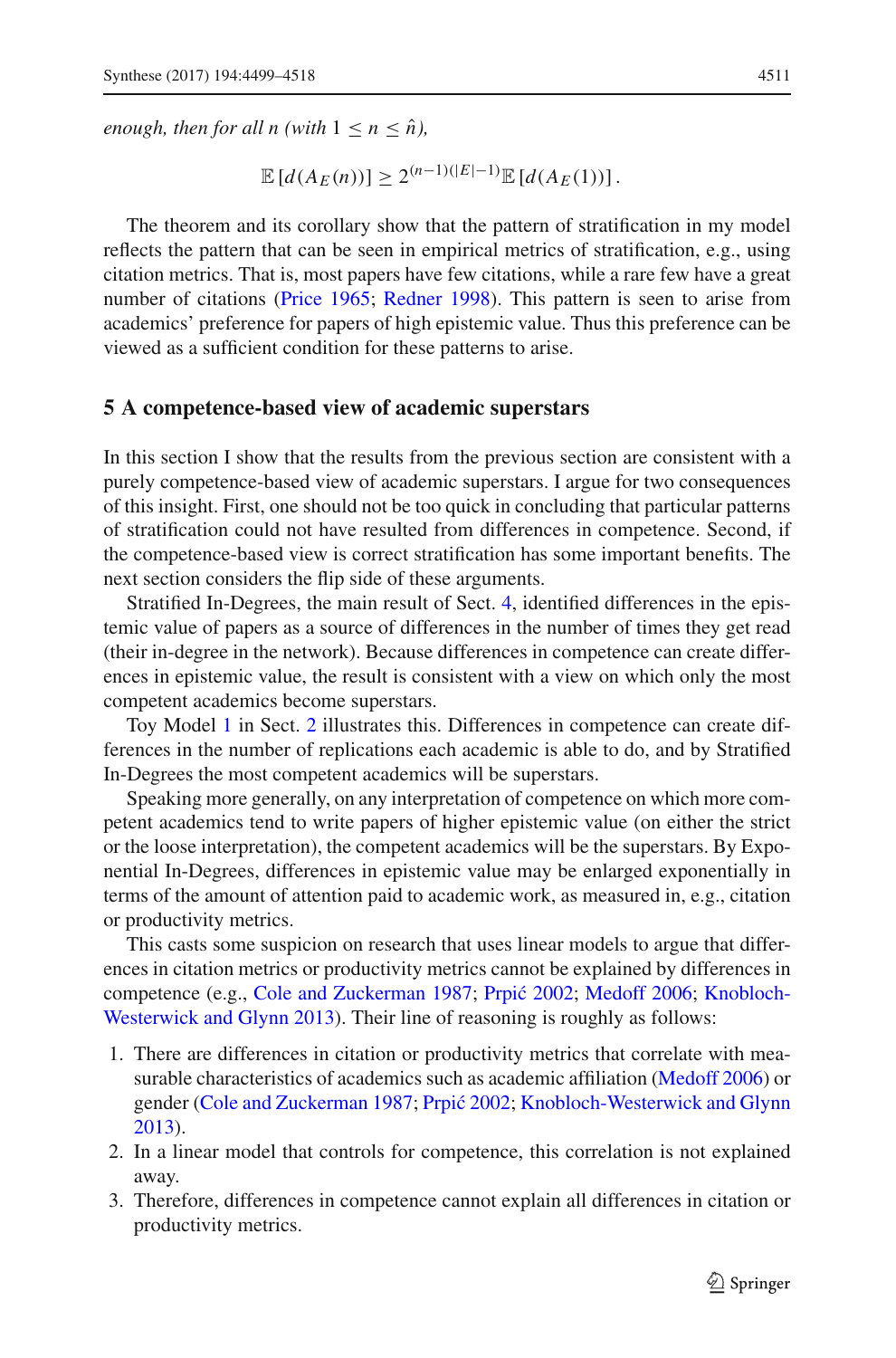*enough, then for all n (with* $1 \leq n \leq \hat{n}$*),*

$$\mathbb{E}\left[d(A_E(n))\right] \geq 2^{(n-1)(|E|-1)}\mathbb{E}\left[d(A_E(1))\right].$$

The theorem and its corollary show that the pattern of stratification in my model reflects the pattern that can be seen in empirical metrics of stratification, e.g., using citation metrics. That is, most papers have few citations, while a rare few have a great number of citations (Price 1965; Redner 1998). This pattern is seen to arise from academics' preference for papers of high epistemic value. Thus this preference can be viewed as a sufficient condition for these patterns to arise.

## 5 A competence-based view of academic superstars

In this section I show that the results from the previous section are consistent with a purely competence-based view of academic superstars. I argue for two consequences of this insight. First, one should not be too quick in concluding that particular patterns of stratification could not have resulted from differences in competence. Second, if the competence-based view is correct stratification has some important benefits. The next section considers the flip side of these arguments.

Stratified In-Degrees, the main result of Sect. 4, identified differences in the epistemic value of papers as a source of differences in the number of times they get read (their in-degree in the network). Because differences in competence can create differences in epistemic value, the result is consistent with a view on which only the most competent academics become superstars.

Toy Model 1 in Sect. 2 illustrates this. Differences in competence can create differences in the number of replications each academic is able to do, and by Stratified In-Degrees the most competent academics will be superstars.

Speaking more generally, on any interpretation of competence on which more competent academics tend to write papers of higher epistemic value (on either the strict or the loose interpretation), the competent academics will be the superstars. By Exponential In-Degrees, differences in epistemic value may be enlarged exponentially in terms of the amount of attention paid to academic work, as measured in, e.g., citation or productivity metrics.

This casts some suspicion on research that uses linear models to argue that differences in citation metrics or productivity metrics cannot be explained by differences in competence (e.g., Cole and Zuckerman 1987; Prpić 2002; Medoff 2006; Knobloch-Westerwick and Glynn 2013). Their line of reasoning is roughly as follows:

1. There are differences in citation or productivity metrics that correlate with measurable characteristics of academics such as academic affiliation (Medoff 2006) or gender (Cole and Zuckerman 1987; Prpić 2002; Knobloch-Westerwick and Glynn 2013).
2. In a linear model that controls for competence, this correlation is not explained away.
3. Therefore, differences in competence cannot explain all differences in citation or productivity metrics.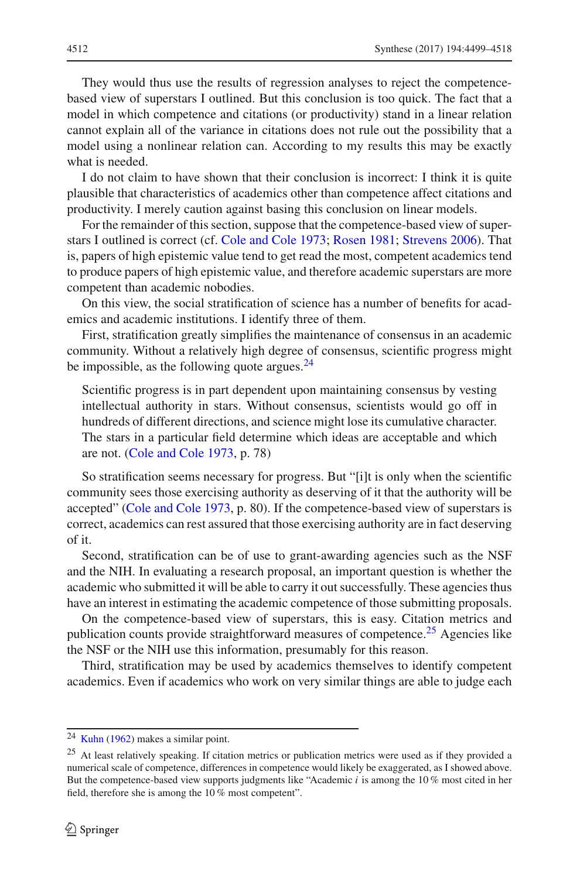They would thus use the results of regression analyses to reject the competence-based view of superstars I outlined. But this conclusion is too quick. The fact that a model in which competence and citations (or productivity) stand in a linear relation cannot explain all of the variance in citations does not rule out the possibility that a model using a nonlinear relation can. According to my results this may be exactly what is needed.

I do not claim to have shown that their conclusion is incorrect: I think it is quite plausible that characteristics of academics other than competence affect citations and productivity. I merely caution against basing this conclusion on linear models.

For the remainder of this section, suppose that the competence-based view of superstars I outlined is correct (cf. Cole and Cole 1973; Rosen 1981; Strevens 2006). That is, papers of high epistemic value tend to get read the most, competent academics tend to produce papers of high epistemic value, and therefore academic superstars are more competent than academic nobodies.

On this view, the social stratification of science has a number of benefits for academics and academic institutions. I identify three of them.

First, stratification greatly simplifies the maintenance of consensus in an academic community. Without a relatively high degree of consensus, scientific progress might be impossible, as the following quote argues.[24]

> Scientific progress is in part dependent upon maintaining consensus by vesting intellectual authority in stars. Without consensus, scientists would go off in hundreds of different directions, and science might lose its cumulative character. The stars in a particular field determine which ideas are acceptable and which are not. (Cole and Cole 1973, p. 78)

So stratification seems necessary for progress. But "[i]t is only when the scientific community sees those exercising authority as deserving of it that the authority will be accepted" (Cole and Cole 1973, p. 80). If the competence-based view of superstars is correct, academics can rest assured that those exercising authority are in fact deserving of it.

Second, stratification can be of use to grant-awarding agencies such as the NSF and the NIH. In evaluating a research proposal, an important question is whether the academic who submitted it will be able to carry it out successfully. These agencies thus have an interest in estimating the academic competence of those submitting proposals.

On the competence-based view of superstars, this is easy. Citation metrics and publication counts provide straightforward measures of competence.[25] Agencies like the NSF or the NIH use this information, presumably for this reason.

Third, stratification may be used by academics themselves to identify competent academics. Even if academics who work on very similar things are able to judge each

---

[24] Kuhn (1962) makes a similar point.

[25] At least relatively speaking. If citation metrics or publication metrics were used as if they provided a numerical scale of competence, differences in competence would likely be exaggerated, as I showed above. But the competence-based view supports judgments like "Academic $i$ is among the 10 % most cited in her field, therefore she is among the 10 % most competent".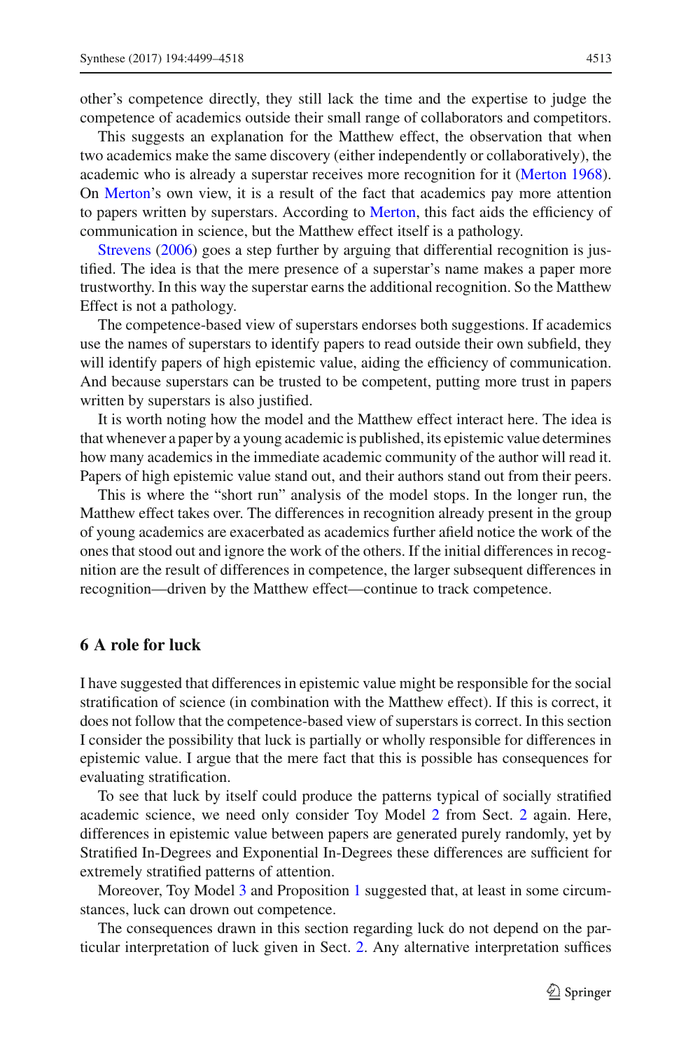other's competence directly, they still lack the time and the expertise to judge the competence of academics outside their small range of collaborators and competitors.

This suggests an explanation for the Matthew effect, the observation that when two academics make the same discovery (either independently or collaboratively), the academic who is already a superstar receives more recognition for it (Merton 1968). On Merton's own view, it is a result of the fact that academics pay more attention to papers written by superstars. According to Merton, this fact aids the efficiency of communication in science, but the Matthew effect itself is a pathology.

Strevens (2006) goes a step further by arguing that differential recognition is justified. The idea is that the mere presence of a superstar's name makes a paper more trustworthy. In this way the superstar earns the additional recognition. So the Matthew Effect is not a pathology.

The competence-based view of superstars endorses both suggestions. If academics use the names of superstars to identify papers to read outside their own subfield, they will identify papers of high epistemic value, aiding the efficiency of communication. And because superstars can be trusted to be competent, putting more trust in papers written by superstars is also justified.

It is worth noting how the model and the Matthew effect interact here. The idea is that whenever a paper by a young academic is published, its epistemic value determines how many academics in the immediate academic community of the author will read it. Papers of high epistemic value stand out, and their authors stand out from their peers.

This is where the "short run" analysis of the model stops. In the longer run, the Matthew effect takes over. The differences in recognition already present in the group of young academics are exacerbated as academics further afield notice the work of the ones that stood out and ignore the work of the others. If the initial differences in recognition are the result of differences in competence, the larger subsequent differences in recognition—driven by the Matthew effect—continue to track competence.

## 6 A role for luck

I have suggested that differences in epistemic value might be responsible for the social stratification of science (in combination with the Matthew effect). If this is correct, it does not follow that the competence-based view of superstars is correct. In this section I consider the possibility that luck is partially or wholly responsible for differences in epistemic value. I argue that the mere fact that this is possible has consequences for evaluating stratification.

To see that luck by itself could produce the patterns typical of socially stratified academic science, we need only consider Toy Model 2 from Sect. 2 again. Here, differences in epistemic value between papers are generated purely randomly, yet by Stratified In-Degrees and Exponential In-Degrees these differences are sufficient for extremely stratified patterns of attention.

Moreover, Toy Model 3 and Proposition 1 suggested that, at least in some circumstances, luck can drown out competence.

The consequences drawn in this section regarding luck do not depend on the particular interpretation of luck given in Sect. 2. Any alternative interpretation suffices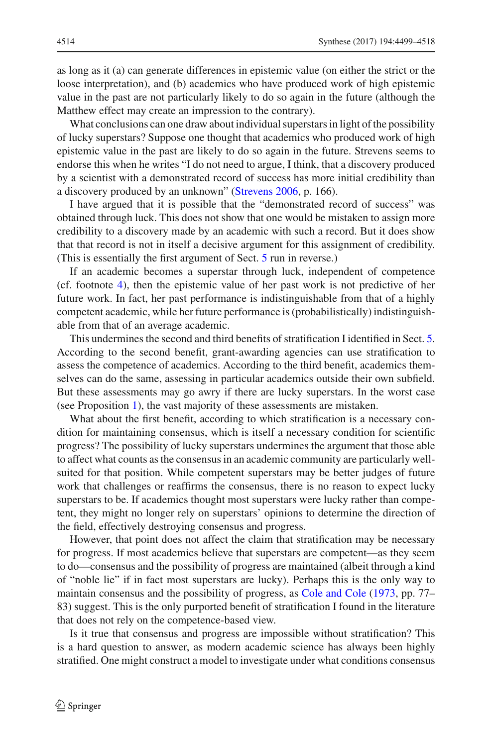as long as it (a) can generate differences in epistemic value (on either the strict or the loose interpretation), and (b) academics who have produced work of high epistemic value in the past are not particularly likely to do so again in the future (although the Matthew effect may create an impression to the contrary).

What conclusions can one draw about individual superstars in light of the possibility of lucky superstars? Suppose one thought that academics who produced work of high epistemic value in the past are likely to do so again in the future. Strevens seems to endorse this when he writes "I do not need to argue, I think, that a discovery produced by a scientist with a demonstrated record of success has more initial credibility than a discovery produced by an unknown" (Strevens 2006, p. 166).

I have argued that it is possible that the "demonstrated record of success" was obtained through luck. This does not show that one would be mistaken to assign more credibility to a discovery made by an academic with such a record. But it does show that that record is not in itself a decisive argument for this assignment of credibility. (This is essentially the first argument of Sect. 5 run in reverse.)

If an academic becomes a superstar through luck, independent of competence (cf. footnote 4), then the epistemic value of her past work is not predictive of her future work. In fact, her past performance is indistinguishable from that of a highly competent academic, while her future performance is (probabilistically) indistinguishable from that of an average academic.

This undermines the second and third benefits of stratification I identified in Sect. 5. According to the second benefit, grant-awarding agencies can use stratification to assess the competence of academics. According to the third benefit, academics themselves can do the same, assessing in particular academics outside their own subfield. But these assessments may go awry if there are lucky superstars. In the worst case (see Proposition 1), the vast majority of these assessments are mistaken.

What about the first benefit, according to which stratification is a necessary condition for maintaining consensus, which is itself a necessary condition for scientific progress? The possibility of lucky superstars undermines the argument that those able to affect what counts as the consensus in an academic community are particularly well-suited for that position. While competent superstars may be better judges of future work that challenges or reaffirms the consensus, there is no reason to expect lucky superstars to be. If academics thought most superstars were lucky rather than competent, they might no longer rely on superstars' opinions to determine the direction of the field, effectively destroying consensus and progress.

However, that point does not affect the claim that stratification may be necessary for progress. If most academics believe that superstars are competent—as they seem to do—consensus and the possibility of progress are maintained (albeit through a kind of "noble lie" if in fact most superstars are lucky). Perhaps this is the only way to maintain consensus and the possibility of progress, as Cole and Cole (1973, pp. 77–83) suggest. This is the only purported benefit of stratification I found in the literature that does not rely on the competence-based view.

Is it true that consensus and progress are impossible without stratification? This is a hard question to answer, as modern academic science has always been highly stratified. One might construct a model to investigate under what conditions consensus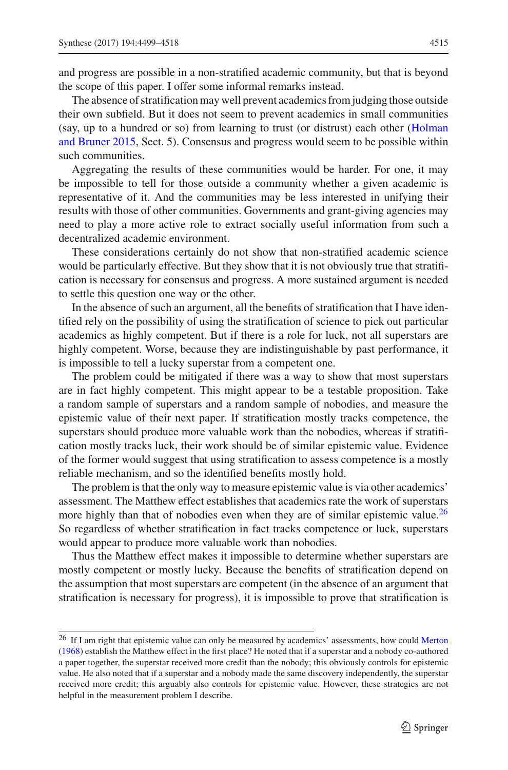and progress are possible in a non-stratified academic community, but that is beyond the scope of this paper. I offer some informal remarks instead.

The absence of stratification may well prevent academics from judging those outside their own subfield. But it does not seem to prevent academics in small communities (say, up to a hundred or so) from learning to trust (or distrust) each other (Holman and Bruner 2015, Sect. 5). Consensus and progress would seem to be possible within such communities.

Aggregating the results of these communities would be harder. For one, it may be impossible to tell for those outside a community whether a given academic is representative of it. And the communities may be less interested in unifying their results with those of other communities. Governments and grant-giving agencies may need to play a more active role to extract socially useful information from such a decentralized academic environment.

These considerations certainly do not show that non-stratified academic science would be particularly effective. But they show that it is not obviously true that stratification is necessary for consensus and progress. A more sustained argument is needed to settle this question one way or the other.

In the absence of such an argument, all the benefits of stratification that I have identified rely on the possibility of using the stratification of science to pick out particular academics as highly competent. But if there is a role for luck, not all superstars are highly competent. Worse, because they are indistinguishable by past performance, it is impossible to tell a lucky superstar from a competent one.

The problem could be mitigated if there was a way to show that most superstars are in fact highly competent. This might appear to be a testable proposition. Take a random sample of superstars and a random sample of nobodies, and measure the epistemic value of their next paper. If stratification mostly tracks competence, the superstars should produce more valuable work than the nobodies, whereas if stratification mostly tracks luck, their work should be of similar epistemic value. Evidence of the former would suggest that using stratification to assess competence is a mostly reliable mechanism, and so the identified benefits mostly hold.

The problem is that the only way to measure epistemic value is via other academics' assessment. The Matthew effect establishes that academics rate the work of superstars more highly than that of nobodies even when they are of similar epistemic value.[26] So regardless of whether stratification in fact tracks competence or luck, superstars would appear to produce more valuable work than nobodies.

Thus the Matthew effect makes it impossible to determine whether superstars are mostly competent or mostly lucky. Because the benefits of stratification depend on the assumption that most superstars are competent (in the absence of an argument that stratification is necessary for progress), it is impossible to prove that stratification is

---

[26] If I am right that epistemic value can only be measured by academics' assessments, how could Merton (1968) establish the Matthew effect in the first place? He noted that if a superstar and a nobody co-authored a paper together, the superstar received more credit than the nobody; this obviously controls for epistemic value. He also noted that if a superstar and a nobody made the same discovery independently, the superstar received more credit; this arguably also controls for epistemic value. However, these strategies are not helpful in the measurement problem I describe.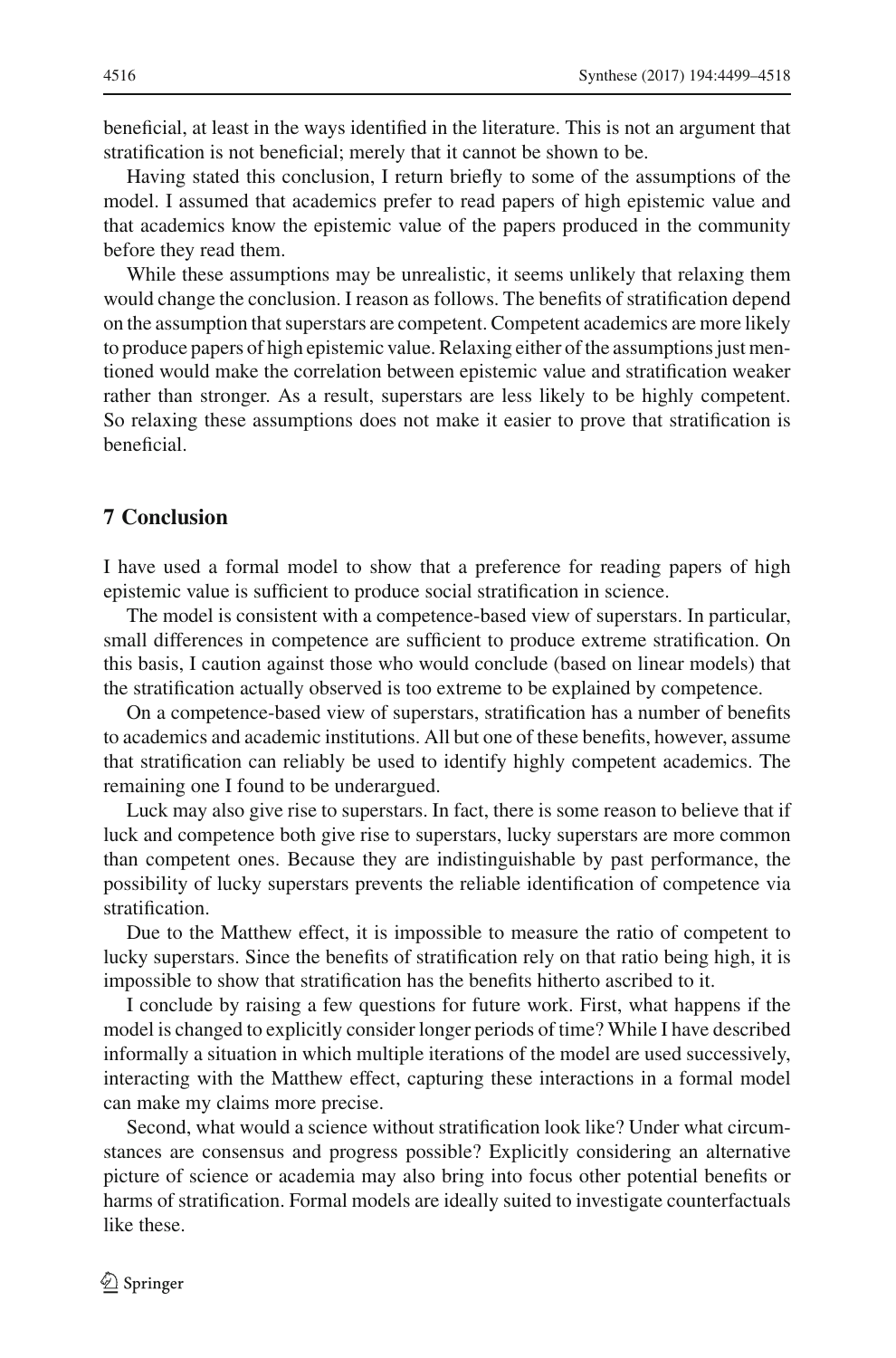beneficial, at least in the ways identified in the literature. This is not an argument that stratification is not beneficial; merely that it cannot be shown to be.

Having stated this conclusion, I return briefly to some of the assumptions of the model. I assumed that academics prefer to read papers of high epistemic value and that academics know the epistemic value of the papers produced in the community before they read them.

While these assumptions may be unrealistic, it seems unlikely that relaxing them would change the conclusion. I reason as follows. The benefits of stratification depend on the assumption that superstars are competent. Competent academics are more likely to produce papers of high epistemic value. Relaxing either of the assumptions just mentioned would make the correlation between epistemic value and stratification weaker rather than stronger. As a result, superstars are less likely to be highly competent. So relaxing these assumptions does not make it easier to prove that stratification is beneficial.

## 7 Conclusion

I have used a formal model to show that a preference for reading papers of high epistemic value is sufficient to produce social stratification in science.

The model is consistent with a competence-based view of superstars. In particular, small differences in competence are sufficient to produce extreme stratification. On this basis, I caution against those who would conclude (based on linear models) that the stratification actually observed is too extreme to be explained by competence.

On a competence-based view of superstars, stratification has a number of benefits to academics and academic institutions. All but one of these benefits, however, assume that stratification can reliably be used to identify highly competent academics. The remaining one I found to be underargued.

Luck may also give rise to superstars. In fact, there is some reason to believe that if luck and competence both give rise to superstars, lucky superstars are more common than competent ones. Because they are indistinguishable by past performance, the possibility of lucky superstars prevents the reliable identification of competence via stratification.

Due to the Matthew effect, it is impossible to measure the ratio of competent to lucky superstars. Since the benefits of stratification rely on that ratio being high, it is impossible to show that stratification has the benefits hitherto ascribed to it.

I conclude by raising a few questions for future work. First, what happens if the model is changed to explicitly consider longer periods of time? While I have described informally a situation in which multiple iterations of the model are used successively, interacting with the Matthew effect, capturing these interactions in a formal model can make my claims more precise.

Second, what would a science without stratification look like? Under what circumstances are consensus and progress possible? Explicitly considering an alternative picture of science or academia may also bring into focus other potential benefits or harms of stratification. Formal models are ideally suited to investigate counterfactuals like these.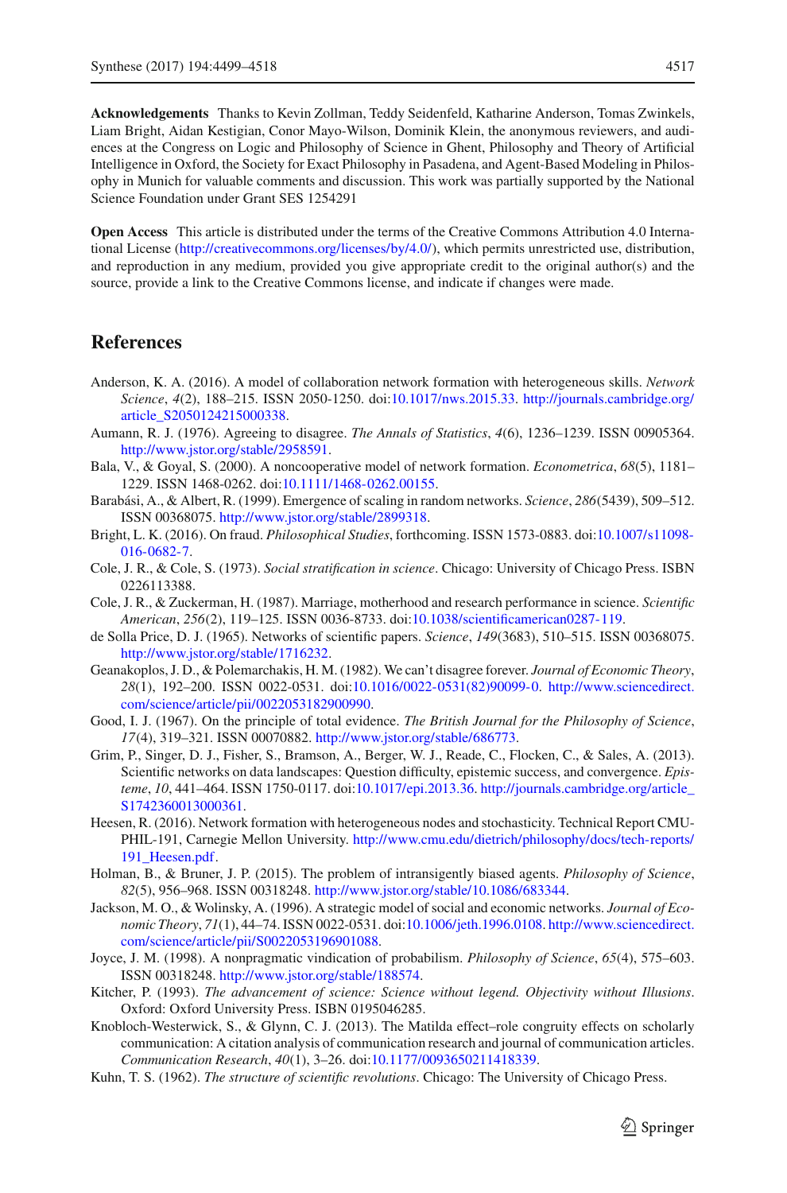**Acknowledgements** Thanks to Kevin Zollman, Teddy Seidenfeld, Katharine Anderson, Tomas Zwinkels, Liam Bright, Aidan Kestigian, Conor Mayo-Wilson, Dominik Klein, the anonymous reviewers, and audiences at the Congress on Logic and Philosophy of Science in Ghent, Philosophy and Theory of Artificial Intelligence in Oxford, the Society for Exact Philosophy in Pasadena, and Agent-Based Modeling in Philosophy in Munich for valuable comments and discussion. This work was partially supported by the National Science Foundation under Grant SES 1254291

**Open Access** This article is distributed under the terms of the Creative Commons Attribution 4.0 International License (http://creativecommons.org/licenses/by/4.0/), which permits unrestricted use, distribution, and reproduction in any medium, provided you give appropriate credit to the original author(s) and the source, provide a link to the Creative Commons license, and indicate if changes were made.

## References

Anderson, K. A. (2016). A model of collaboration network formation with heterogeneous skills. *Network Science*, *4*(2), 188–215. ISSN 2050-1250. doi:10.1017/nws.2015.33. http://journals.cambridge.org/article_S2050124215000338.

Aumann, R. J. (1976). Agreeing to disagree. *The Annals of Statistics*, *4*(6), 1236–1239. ISSN 00905364. http://www.jstor.org/stable/2958591.

Bala, V., & Goyal, S. (2000). A noncooperative model of network formation. *Econometrica*, *68*(5), 1181–1229. ISSN 1468-0262. doi:10.1111/1468-0262.00155.

Barabási, A., & Albert, R. (1999). Emergence of scaling in random networks. *Science*, *286*(5439), 509–512. ISSN 00368075. http://www.jstor.org/stable/2899318.

Bright, L. K. (2016). On fraud. *Philosophical Studies*, forthcoming. ISSN 1573-0883. doi:10.1007/s11098-016-0682-7.

Cole, J. R., & Cole, S. (1973). *Social stratification in science*. Chicago: University of Chicago Press. ISBN 0226113388.

Cole, J. R., & Zuckerman, H. (1987). Marriage, motherhood and research performance in science. *Scientific American*, *256*(2), 119–125. ISSN 0036-8733. doi:10.1038/scientificamerican0287-119.

de Solla Price, D. J. (1965). Networks of scientific papers. *Science*, *149*(3683), 510–515. ISSN 00368075. http://www.jstor.org/stable/1716232.

Geanakoplos, J. D., & Polemarchakis, H. M. (1982). We can't disagree forever. *Journal of Economic Theory*, *28*(1), 192–200. ISSN 0022-0531. doi:10.1016/0022-0531(82)90099-0. http://www.sciencedirect.com/science/article/pii/0022053182900990.

Good, I. J. (1967). On the principle of total evidence. *The British Journal for the Philosophy of Science*, *17*(4), 319–321. ISSN 00070882. http://www.jstor.org/stable/686773.

Grim, P., Singer, D. J., Fisher, S., Bramson, A., Berger, W. J., Reade, C., Flocken, C., & Sales, A. (2013). Scientific networks on data landscapes: Question difficulty, epistemic success, and convergence. *Episteme*, *10*, 441–464. ISSN 1750-0117. doi:10.1017/epi.2013.36. http://journals.cambridge.org/article_S1742360013000361.

Heesen, R. (2016). Network formation with heterogeneous nodes and stochasticity. Technical Report CMU-PHIL-191, Carnegie Mellon University. http://www.cmu.edu/dietrich/philosophy/docs/tech-reports/191_Heesen.pdf.

Holman, B., & Bruner, J. P. (2015). The problem of intransigently biased agents. *Philosophy of Science*, *82*(5), 956–968. ISSN 00318248. http://www.jstor.org/stable/10.1086/683344.

Jackson, M. O., & Wolinsky, A. (1996). A strategic model of social and economic networks. *Journal of Economic Theory*, *71*(1), 44–74. ISSN 0022-0531. doi:10.1006/jeth.1996.0108. http://www.sciencedirect.com/science/article/pii/S0022053196901088.

Joyce, J. M. (1998). A nonpragmatic vindication of probabilism. *Philosophy of Science*, *65*(4), 575–603. ISSN 00318248. http://www.jstor.org/stable/188574.

Kitcher, P. (1993). *The advancement of science: Science without legend. Objectivity without Illusions*. Oxford: Oxford University Press. ISBN 0195046285.

Knobloch-Westerwick, S., & Glynn, C. J. (2013). The Matilda effect–role congruity effects on scholarly communication: A citation analysis of communication research and journal of communication articles. *Communication Research*, *40*(1), 3–26. doi:10.1177/0093650211418339.

Kuhn, T. S. (1962). *The structure of scientific revolutions*. Chicago: The University of Chicago Press.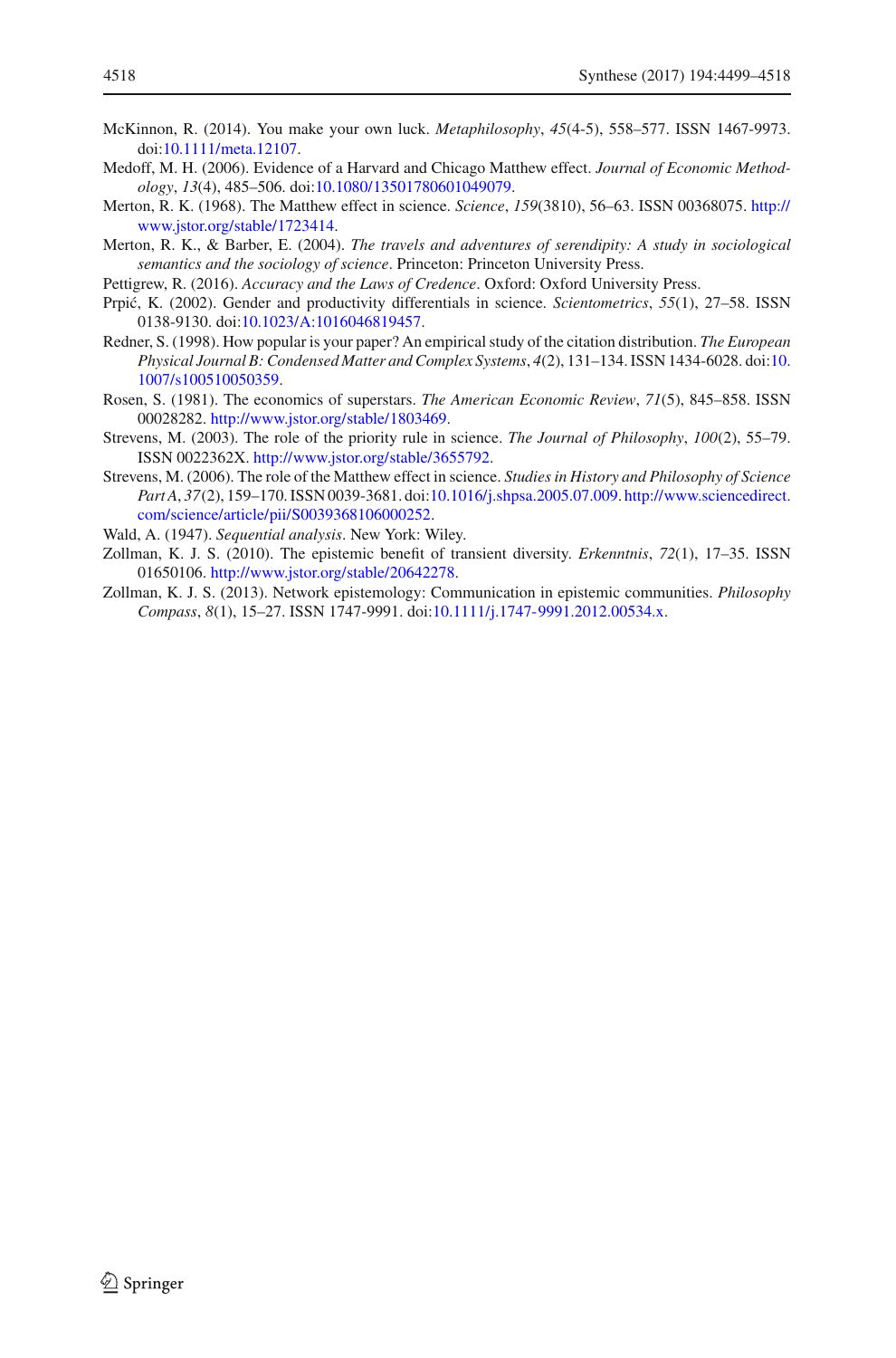McKinnon, R. (2014). You make your own luck. *Metaphilosophy*, *45*(4-5), 558–577. ISSN 1467-9973. doi:10.1111/meta.12107.

Medoff, M. H. (2006). Evidence of a Harvard and Chicago Matthew effect. *Journal of Economic Methodology*, *13*(4), 485–506. doi:10.1080/13501780601049079.

Merton, R. K. (1968). The Matthew effect in science. *Science*, *159*(3810), 56–63. ISSN 00368075. http://www.jstor.org/stable/1723414.

Merton, R. K., & Barber, E. (2004). *The travels and adventures of serendipity: A study in sociological semantics and the sociology of science*. Princeton: Princeton University Press.

Pettigrew, R. (2016). *Accuracy and the Laws of Credence*. Oxford: Oxford University Press.

Prpić, K. (2002). Gender and productivity differentials in science. *Scientometrics*, *55*(1), 27–58. ISSN 0138-9130. doi:10.1023/A:1016046819457.

Redner, S. (1998). How popular is your paper? An empirical study of the citation distribution. *The European Physical Journal B: Condensed Matter and Complex Systems*, *4*(2), 131–134. ISSN 1434-6028. doi:10.1007/s100510050359.

Rosen, S. (1981). The economics of superstars. *The American Economic Review*, *71*(5), 845–858. ISSN 00028282. http://www.jstor.org/stable/1803469.

Strevens, M. (2003). The role of the priority rule in science. *The Journal of Philosophy*, *100*(2), 55–79. ISSN 0022362X. http://www.jstor.org/stable/3655792.

Strevens, M. (2006). The role of the Matthew effect in science. *Studies in History and Philosophy of Science Part A*, *37*(2), 159–170. ISSN 0039-3681. doi:10.1016/j.shpsa.2005.07.009. http://www.sciencedirect.com/science/article/pii/S0039368106000252.

Wald, A. (1947). *Sequential analysis*. New York: Wiley.

Zollman, K. J. S. (2010). The epistemic benefit of transient diversity. *Erkenntnis*, *72*(1), 17–35. ISSN 01650106. http://www.jstor.org/stable/20642278.

Zollman, K. J. S. (2013). Network epistemology: Communication in epistemic communities. *Philosophy Compass*, *8*(1), 15–27. ISSN 1747-9991. doi:10.1111/j.1747-9991.2012.00534.x.